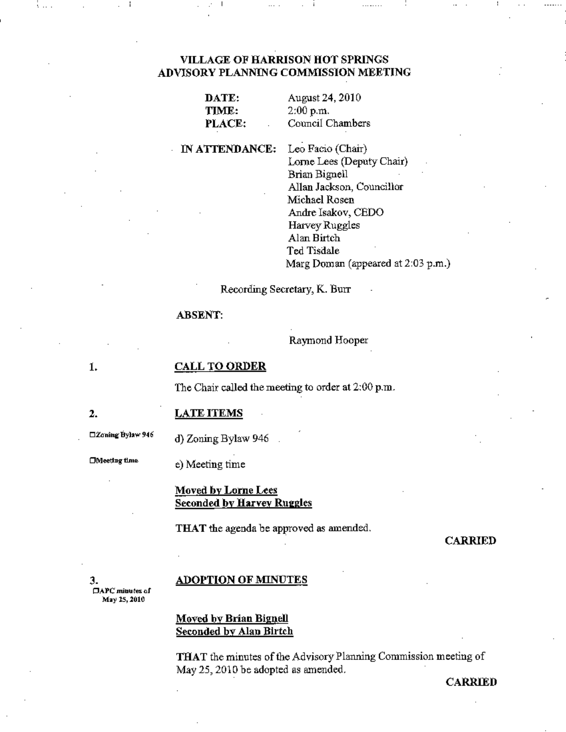# VILLAGE OF HARRISON HOT SPRINGS
## ADVISORY PLANNING COMMISSION MEETING

**DATE:** August 24, 2010
**TIME:** 2:00 p.m.
**PLACE:** Council Chambers

**IN ATTENDANCE:**
Leo Facio (Chair)
Lorne Lees (Deputy Chair)
Brian Bignell
Allan Jackson, Councillor
Michael Rosen
Andre Isakov, CEDO
Harvey Ruggles
Alan Birtch
Ted Tisdale
Marg Doman (appeared at 2:03 p.m.)

Recording Secretary, K. Burr

**ABSENT:**

Raymond Hooper

### 1. CALL TO ORDER

The Chair called the meeting to order at 2:00 p.m.

### 2. LATE ITEMS

☐Zoning Bylaw 946

d) Zoning Bylaw 946

☐Meeting time

e) Meeting time

**Moved by Lorne Lees**
**Seconded by Harvey Ruggles**

**THAT** the agenda be approved as amended.

**CARRIED**

### 3. ADOPTION OF MINUTES

☐APC minutes of May 25, 2010

**Moved by Brian Bignell**
**Seconded by Alan Birtch**

**THAT** the minutes of the Advisory Planning Commission meeting of May 25, 2010 be adopted as amended.

**CARRIED**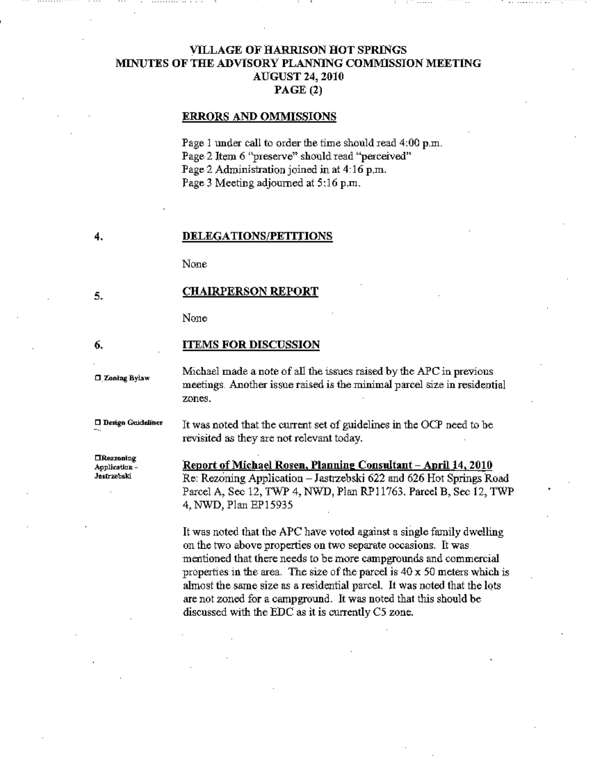## ERRORS AND OMMISSIONS

Page 1 under call to order the time should read 4:00 p.m.
Page 2 Item 6 "preserve" should read "perceived"
Page 2 Administration joined in at 4:16 p.m.
Page 3 Meeting adjourned at 5:16 p.m.

## 4. DELEGATIONS/PETITIONS

None

## 5. CHAIRPERSON REPORT

None

## 6. ITEMS FOR DISCUSSION

**☐ Zoning Bylaw**

Michael made a note of all the issues raised by the APC in previous meetings. Another issue raised is the minimal parcel size in residential zones.

**☐ Design Guidelines**

It was noted that the current set of guidelines in the OCP need to be revisited as they are not relevant today.

**☐ Rezoning Application – Jastrzebski**

**Report of Michael Rosen, Planning Consultant – April 14, 2010**
Re: Rezoning Application – Jastrzebski 622 and 626 Hot Springs Road Parcel A, Sec 12, TWP 4, NWD, Plan RP11763. Parcel B, Sec 12, TWP 4, NWD, Plan EP15935

It was noted that the APC have voted against a single family dwelling on the two above properties on two separate occasions. It was mentioned that there needs to be more campgrounds and commercial properties in the area. The size of the parcel is 40 x 50 meters which is almost the same size as a residential parcel. It was noted that the lots are not zoned for a campground. It was noted that this should be discussed with the EDC as it is currently C5 zone.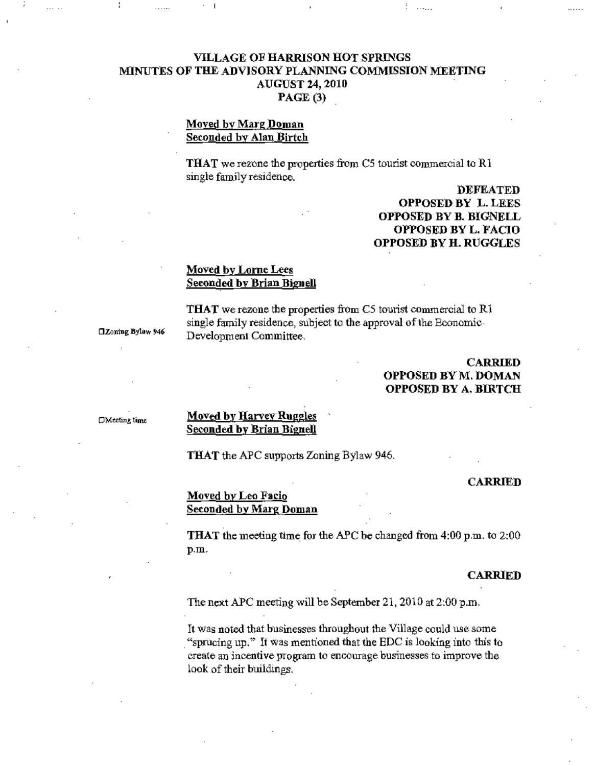# VILLAGE OF HARRISON HOT SPRINGS
## MINUTES OF THE ADVISORY PLANNING COMMISSION MEETING
### AUGUST 24, 2010
### PAGE (3)

**Moved by Marg Doman**
**Seconded by Alan Birtch**

**THAT** we rezone the properties from C5 tourist commercial to R1 single family residence.

**DEFEATED**
**OPPOSED BY L. LEES**
**OPPOSED BY B. BIGNELL**
**OPPOSED BY L. FACIO**
**OPPOSED BY H. RUGGLES**

**Moved by Lorne Lees**
**Seconded by Brian Bignell**

**THAT** we rezone the properties from C5 tourist commercial to R1 single family residence, subject to the approval of the Economic Development Committee.

**CARRIED**
**OPPOSED BY M. DOMAN**
**OPPOSED BY A. BIRTCH**

☐Zoning Bylaw 946

**Moved by Harvey Ruggles**
**Seconded by Brian Bignell**

**THAT** the APC supports Zoning Bylaw 946.

**CARRIED**

☐Meeting time

**Moved by Leo Facio**
**Seconded by Marg Doman**

**THAT** the meeting time for the APC be changed from 4:00 p.m. to 2:00 p.m.

**CARRIED**

The next APC meeting will be September 21, 2010 at 2:00 p.m.

It was noted that businesses throughout the Village could use some "sprucing up." It was mentioned that the EDC is looking into this to create an incentive program to encourage businesses to improve the look of their buildings.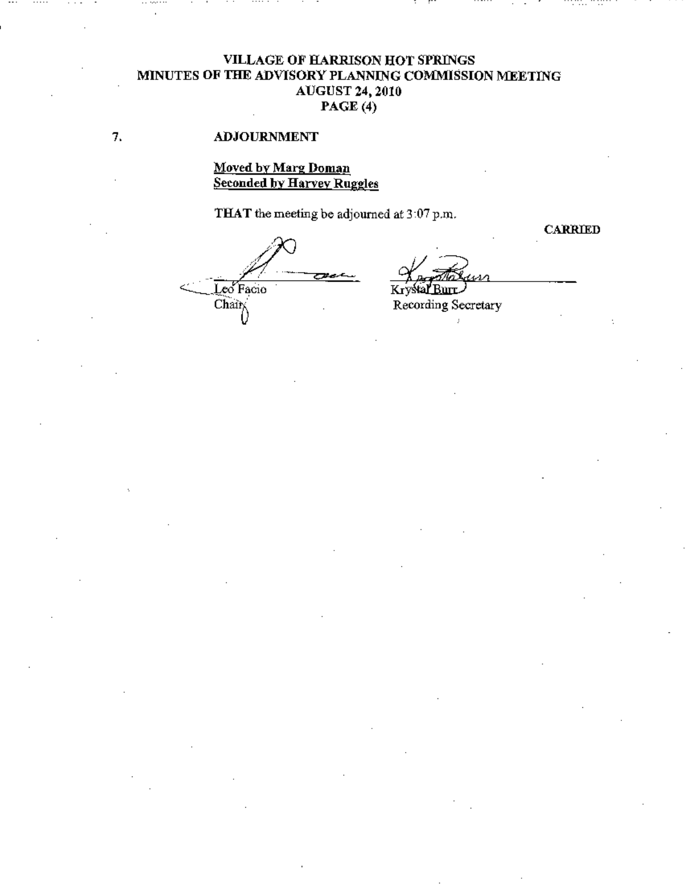7. **ADJOURNMENT**

**Moved by Marg Doman**
**Seconded by Harvey Ruggles**

**THAT** the meeting be adjourned at 3:07 p.m.

**CARRIED**

Leo Facio
Chair

Krystal Burr
Recording Secretary